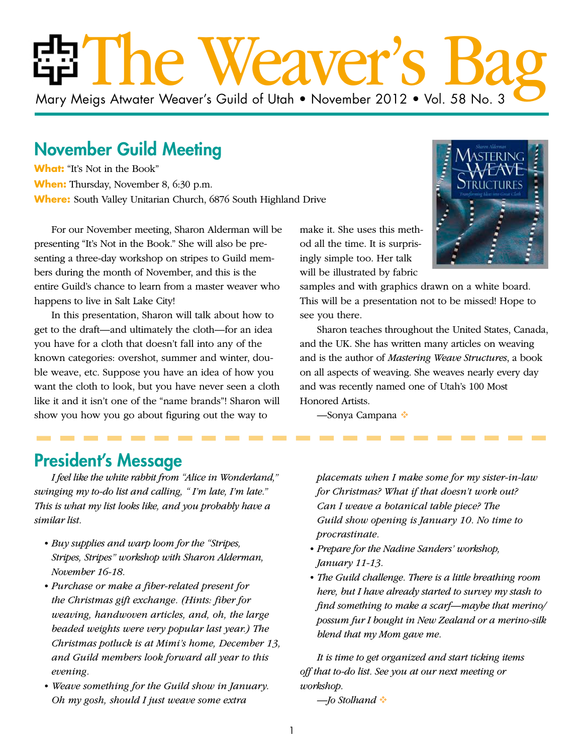# The Weaver's Bag

Mary Meigs Atwater Weaver's Guild of Utah • November 2012 • Vol. 58 No. 3

## November Guild Meeting

**What:** "It's Not in the Book"
**When:** Thursday, November 8, 6:30 p.m.
**Where:** South Valley Unitarian Church, 6876 South Highland Drive

For our November meeting, Sharon Alderman will be presenting "It's Not in the Book." She will also be presenting a three-day workshop on stripes to Guild members during the month of November, and this is the entire Guild's chance to learn from a master weaver who happens to live in Salt Lake City!

In this presentation, Sharon will talk about how to get to the draft—and ultimately the cloth—for an idea you have for a cloth that doesn't fall into any of the known categories: overshot, summer and winter, double weave, etc. Suppose you have an idea of how you want the cloth to look, but you have never seen a cloth like it and it isn't one of the "name brands"! Sharon will show you how you go about figuring out the way to make it. She uses this method all the time. It is surprisingly simple too. Her talk will be illustrated by fabric samples and with graphics drawn on a white board. This will be a presentation not to be missed! Hope to see you there.

Sharon teaches throughout the United States, Canada, and the UK. She has written many articles on weaving and is the author of *Mastering Weave Structures*, a book on all aspects of weaving. She weaves nearly every day and was recently named one of Utah's 100 Most Honored Artists.

—Sonya Campana

## President's Message

*I feel like the white rabbit from "Alice in Wonderland," swinging my to-do list and calling, " I'm late, I'm late." This is what my list looks like, and you probably have a similar list.*

- *Buy supplies and warp loom for the "Stripes, Stripes, Stripes" workshop with Sharon Alderman, November 16-18.*
- *Purchase or make a fiber-related present for the Christmas gift exchange. (Hints: fiber for weaving, handwoven articles, and, oh, the large beaded weights were very popular last year.) The Christmas potluck is at Mimi's home, December 13, and Guild members look forward all year to this evening.*
- *Weave something for the Guild show in January. Oh my gosh, should I just weave some extra placemats when I make some for my sister-in-law for Christmas? What if that doesn't work out? Can I weave a botanical table piece? The Guild show opening is January 10. No time to procrastinate.*
- *Prepare for the Nadine Sanders' workshop, January 11-13.*
- *The Guild challenge. There is a little breathing room here, but I have already started to survey my stash to find something to make a scarf—maybe that merino/possum fur I bought in New Zealand or a merino-silk blend that my Mom gave me.*

*It is time to get organized and start ticking items off that to-do list. See you at our next meeting or workshop.*

*—Jo Stolhand*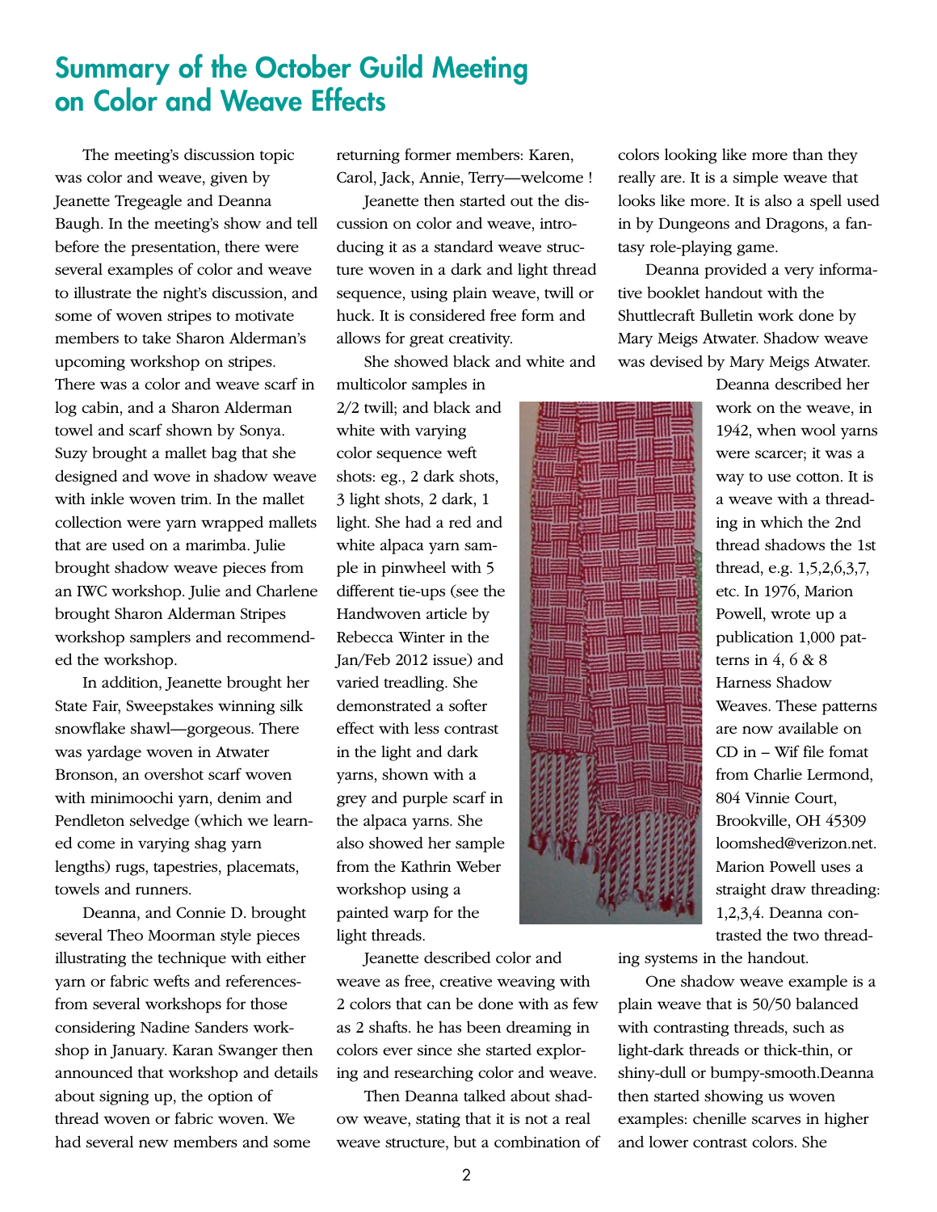# Summary of the October Guild Meeting on Color and Weave Effects

The meeting's discussion topic was color and weave, given by Jeanette Tregeagle and Deanna Baugh. In the meeting's show and tell before the presentation, there were several examples of color and weave to illustrate the night's discussion, and some of woven stripes to motivate members to take Sharon Alderman's upcoming workshop on stripes. There was a color and weave scarf in log cabin, and a Sharon Alderman towel and scarf shown by Sonya. Suzy brought a mallet bag that she designed and wove in shadow weave with inkle woven trim. In the mallet collection were yarn wrapped mallets that are used on a marimba. Julie brought shadow weave pieces from an IWC workshop. Julie and Charlene brought Sharon Alderman Stripes workshop samplers and recommended the workshop.

In addition, Jeanette brought her State Fair, Sweepstakes winning silk snowflake shawl—gorgeous. There was yardage woven in Atwater Bronson, an overshot scarf woven with minimoochi yarn, denim and Pendleton selvedge (which we learned come in varying shag yarn lengths) rugs, tapestries, placemats, towels and runners.

Deanna, and Connie D. brought several Theo Moorman style pieces illustrating the technique with either yarn or fabric wefts and references-from several workshops for those considering Nadine Sanders workshop in January. Karan Swanger then announced that workshop and details about signing up, the option of thread woven or fabric woven. We had several new members and some returning former members: Karen, Carol, Jack, Annie, Terry—welcome !

Jeanette then started out the discussion on color and weave, introducing it as a standard weave structure woven in a dark and light thread sequence, using plain weave, twill or huck. It is considered free form and allows for great creativity.

She showed black and white and multicolor samples in 2/2 twill; and black and white with varying color sequence weft shots: eg., 2 dark shots, 3 light shots, 2 dark, 1 light. She had a red and white alpaca yarn sample in pinwheel with 5 different tie-ups (see the Handwoven article by Rebecca Winter in the Jan/Feb 2012 issue) and varied treadling. She demonstrated a softer effect with less contrast in the light and dark yarns, shown with a grey and purple scarf in the alpaca yarns. She also showed her sample from the Kathrin Weber workshop using a painted warp for the light threads.

Jeanette described color and weave as free, creative weaving with 2 colors that can be done with as few as 2 shafts. he has been dreaming in colors ever since she started exploring and researching color and weave.

Then Deanna talked about shadow weave, stating that it is not a real weave structure, but a combination of colors looking like more than they really are. It is a simple weave that looks like more. It is also a spell used in by Dungeons and Dragons, a fantasy role-playing game.

Deanna provided a very informative booklet handout with the Shuttlecraft Bulletin work done by Mary Meigs Atwater. Shadow weave was devised by Mary Meigs Atwater. Deanna described her work on the weave, in 1942, when wool yarns were scarcer; it was a way to use cotton. It is a weave with a threading in which the 2nd thread shadows the 1st thread, e.g. 1,5,2,6,3,7, etc. In 1976, Marion Powell, wrote up a publication 1,000 patterns in 4, 6 & 8 Harness Shadow Weaves. These patterns are now available on CD in – Wif file fomat from Charlie Lermond, 804 Vinnie Court, Brookville, OH 45309 loomshed@verizon.net. Marion Powell uses a straight draw threading: 1,2,3,4. Deanna contrasted the two threading systems in the handout.

One shadow weave example is a plain weave that is 50/50 balanced with contrasting threads, such as light-dark threads or thick-thin, or shiny-dull or bumpy-smooth.Deanna then started showing us woven examples: chenille scarves in higher and lower contrast colors. She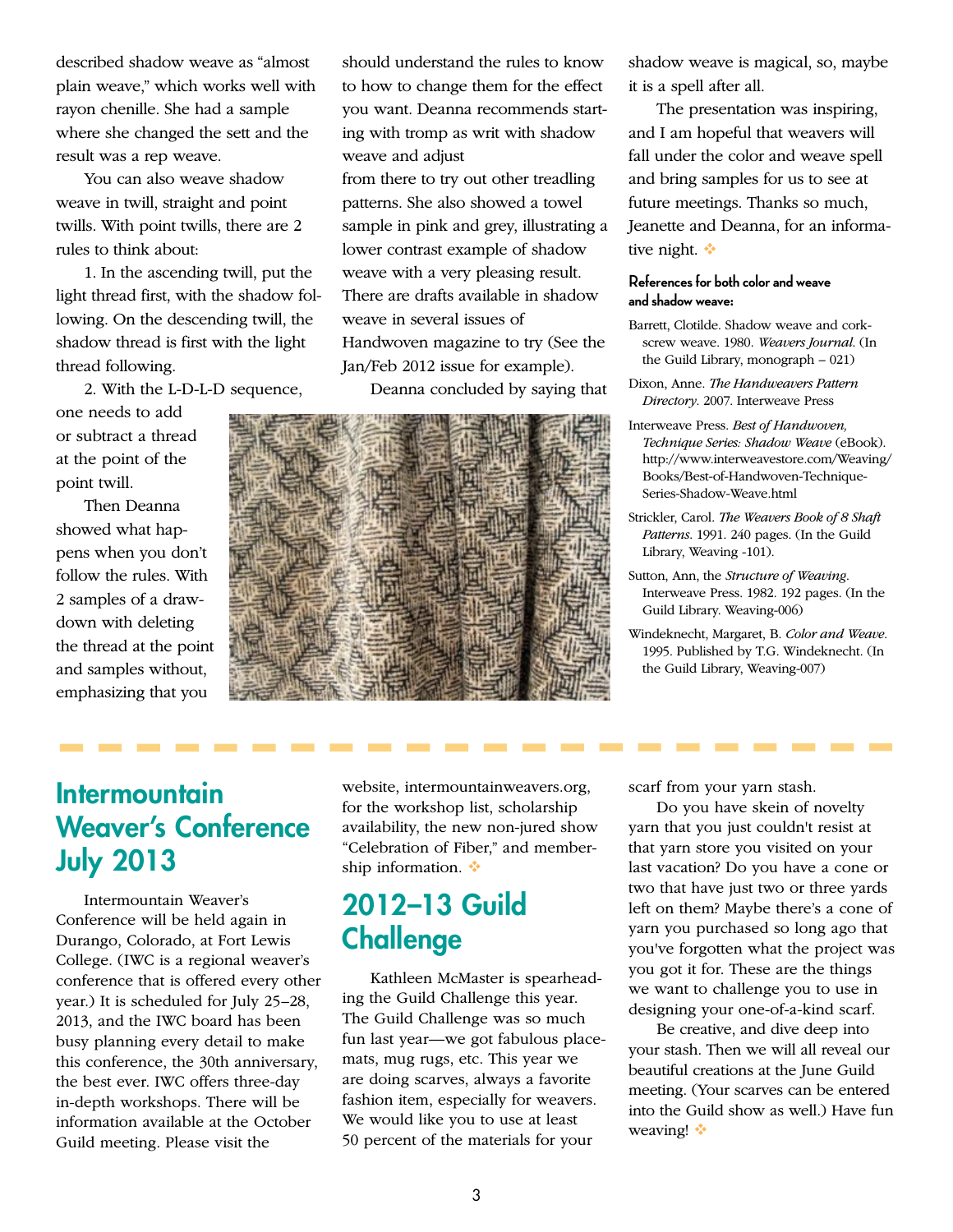described shadow weave as "almost plain weave," which works well with rayon chenille. She had a sample where she changed the sett and the result was a rep weave.

You can also weave shadow weave in twill, straight and point twills. With point twills, there are 2 rules to think about:

1. In the ascending twill, put the light thread first, with the shadow following. On the descending twill, the shadow thread is first with the light thread following.

2. With the L-D-L-D sequence, one needs to add or subtract a thread at the point of the point twill.

Then Deanna showed what happens when you don't follow the rules. With 2 samples of a drawdown with deleting the thread at the point and samples without, emphasizing that you should understand the rules to know to how to change them for the effect you want. Deanna recommends starting with tromp as writ with shadow weave and adjust from there to try out other treadling patterns. She also showed a towel sample in pink and grey, illustrating a lower contrast example of shadow weave with a very pleasing result. There are drafts available in shadow weave in several issues of Handwoven magazine to try (See the Jan/Feb 2012 issue for example).

Deanna concluded by saying that shadow weave is magical, so, maybe it is a spell after all.

The presentation was inspiring, and I am hopeful that weavers will fall under the color and weave spell and bring samples for us to see at future meetings. Thanks so much, Jeanette and Deanna, for an informative night. ❖

**References for both color and weave and shadow weave:**

Barrett, Clotilde. Shadow weave and corkscrew weave. 1980. *Weavers Journal.* (In the Guild Library, monograph – 021)

Dixon, Anne. *The Handweavers Pattern Directory.* 2007. Interweave Press

Interweave Press. *Best of Handwoven, Technique Series: Shadow Weave* (eBook). http://www.interweavestore.com/Weaving/Books/Best-of-Handwoven-Technique-Series-Shadow-Weave.html

Strickler, Carol. *The Weavers Book of 8 Shaft Patterns.* 1991. 240 pages. (In the Guild Library, Weaving -101).

Sutton, Ann, the *Structure of Weaving.* Interweave Press. 1982. 192 pages. (In the Guild Library. Weaving-006)

Windeknecht, Margaret, B. *Color and Weave.* 1995. Published by T.G. Windeknecht. (In the Guild Library, Weaving-007)

## Intermountain Weaver's Conference July 2013

Intermountain Weaver's Conference will be held again in Durango, Colorado, at Fort Lewis College. (IWC is a regional weaver's conference that is offered every other year.) It is scheduled for July 25–28, 2013, and the IWC board has been busy planning every detail to make this conference, the 30th anniversary, the best ever. IWC offers three-day in-depth workshops. There will be information available at the October Guild meeting. Please visit the website, intermountainweavers.org, for the workshop list, scholarship availability, the new non-jured show "Celebration of Fiber," and membership information. ❖

## 2012–13 Guild Challenge

Kathleen McMaster is spearheading the Guild Challenge this year. The Guild Challenge was so much fun last year—we got fabulous placemats, mug rugs, etc. This year we are doing scarves, always a favorite fashion item, especially for weavers. We would like you to use at least 50 percent of the materials for your scarf from your yarn stash.

Do you have skein of novelty yarn that you just couldn't resist at that yarn store you visited on your last vacation? Do you have a cone or two that have just two or three yards left on them? Maybe there's a cone of yarn you purchased so long ago that you've forgotten what the project was you got it for. These are the things we want to challenge you to use in designing your one-of-a-kind scarf.

Be creative, and dive deep into your stash. Then we will all reveal our beautiful creations at the June Guild meeting. (Your scarves can be entered into the Guild show as well.) Have fun weaving! ❖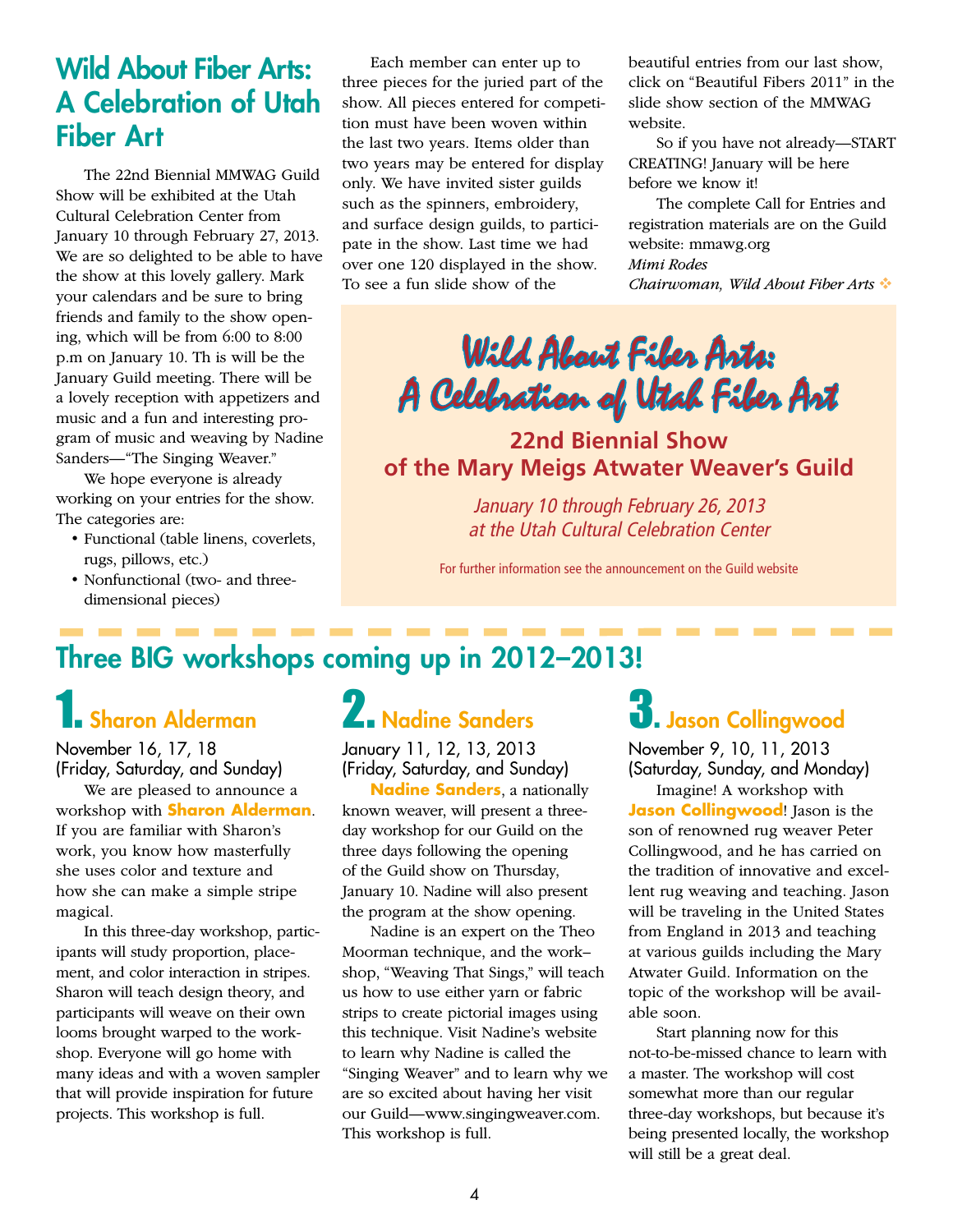## Wild About Fiber Arts: A Celebration of Utah Fiber Art

The 22nd Biennial MMWAG Guild Show will be exhibited at the Utah Cultural Celebration Center from January 10 through February 27, 2013. We are so delighted to be able to have the show at this lovely gallery. Mark your calendars and be sure to bring friends and family to the show opening, which will be from 6:00 to 8:00 p.m on January 10. Th is will be the January Guild meeting. There will be a lovely reception with appetizers and music and a fun and interesting program of music and weaving by Nadine Sanders—"The Singing Weaver."

We hope everyone is already working on your entries for the show. The categories are:

- Functional (table linens, coverlets, rugs, pillows, etc.)
- Nonfunctional (two- and three-dimensional pieces)

Each member can enter up to three pieces for the juried part of the show. All pieces entered for competition must have been woven within the last two years. Items older than two years may be entered for display only. We have invited sister guilds such as the spinners, embroidery, and surface design guilds, to participate in the show. Last time we had over one 120 displayed in the show. To see a fun slide show of the beautiful entries from our last show, click on "Beautiful Fibers 2011" in the slide show section of the MMWAG website.

So if you have not already—START CREATING! January will be here before we know it!

The complete Call for Entries and registration materials are on the Guild website: mmawg.org

*Mimi Rodes*
*Chairwoman, Wild About Fiber Arts*

---

**Wild About Fiber Arts: A Celebration of Utah Fiber Art**

**22nd Biennial Show of the Mary Meigs Atwater Weaver's Guild**

*January 10 through February 26, 2013 at the Utah Cultural Celebration Center*

For further information see the announcement on the Guild website

---

## Three BIG workshops coming up in 2012–2013!

### 1. Sharon Alderman

November 16, 17, 18
(Friday, Saturday, and Sunday)

We are pleased to announce a workshop with **Sharon Alderman**. If you are familiar with Sharon's work, you know how masterfully she uses color and texture and how she can make a simple stripe magical.

In this three-day workshop, participants will study proportion, placement, and color interaction in stripes. Sharon will teach design theory, and participants will weave on their own looms brought warped to the workshop. Everyone will go home with many ideas and with a woven sampler that will provide inspiration for future projects. This workshop is full.

### 2. Nadine Sanders

January 11, 12, 13, 2013
(Friday, Saturday, and Sunday)

**Nadine Sanders**, a nationally known weaver, will present a three-day workshop for our Guild on the three days following the opening of the Guild show on Thursday, January 10. Nadine will also present the program at the show opening.

Nadine is an expert on the Theo Moorman technique, and the work–shop, "Weaving That Sings," will teach us how to use either yarn or fabric strips to create pictorial images using this technique. Visit Nadine's website to learn why Nadine is called the "Singing Weaver" and to learn why we are so excited about having her visit our Guild—www.singingweaver.com. This workshop is full.

### 3. Jason Collingwood

November 9, 10, 11, 2013
(Saturday, Sunday, and Monday)

Imagine! A workshop with **Jason Collingwood**! Jason is the son of renowned rug weaver Peter Collingwood, and he has carried on the tradition of innovative and excellent rug weaving and teaching. Jason will be traveling in the United States from England in 2013 and teaching at various guilds including the Mary Atwater Guild. Information on the topic of the workshop will be available soon.

Start planning now for this not-to-be-missed chance to learn with a master. The workshop will cost somewhat more than our regular three-day workshops, but because it's being presented locally, the workshop will still be a great deal.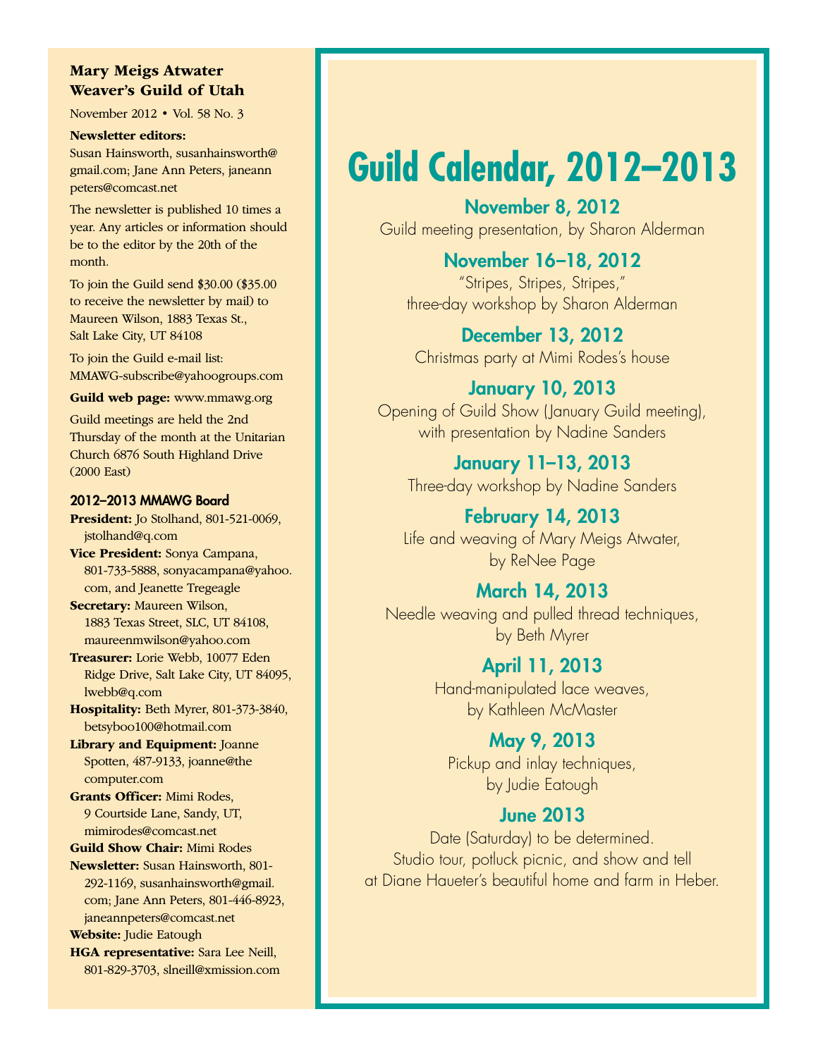**Mary Meigs Atwater Weaver's Guild of Utah**

November 2012 • Vol. 58 No. 3

**Newsletter editors:**
Susan Hainsworth, susanhainsworth@gmail.com; Jane Ann Peters, janeannpeters@comcast.net

The newsletter is published 10 times a year. Any articles or information should be to the editor by the 20th of the month.

To join the Guild send $30.00 ($35.00 to receive the newsletter by mail) to Maureen Wilson, 1883 Texas St., Salt Lake City, UT 84108

To join the Guild e-mail list: MMAWG-subscribe@yahoogroups.com

**Guild web page:** www.mmawg.org

Guild meetings are held the 2nd Thursday of the month at the Unitarian Church 6876 South Highland Drive (2000 East)

### 2012–2013 MMAWG Board

**President:** Jo Stolhand, 801-521-0069, jstolhand@q.com

**Vice President:** Sonya Campana, 801-733-5888, sonyacampana@yahoo.com, and Jeanette Tregeagle

**Secretary:** Maureen Wilson, 1883 Texas Street, SLC, UT 84108, maureenmwilson@yahoo.com

**Treasurer:** Lorie Webb, 10077 Eden Ridge Drive, Salt Lake City, UT 84095, lwebb@q.com

**Hospitality:** Beth Myrer, 801-373-3840, betsyboo100@hotmail.com

**Library and Equipment:** Joanne Spotten, 487-9133, joanne@thecomputer.com

**Grants Officer:** Mimi Rodes, 9 Courtside Lane, Sandy, UT, mimirodes@comcast.net

**Guild Show Chair:** Mimi Rodes

**Newsletter:** Susan Hainsworth, 801-292-1169, susanhainsworth@gmail.com; Jane Ann Peters, 801-446-8923, janeannpeters@comcast.net

**Website:** Judie Eatough

**HGA representative:** Sara Lee Neill, 801-829-3703, slneill@xmission.com

# Guild Calendar, 2012–2013

**November 8, 2012**
Guild meeting presentation, by Sharon Alderman

**November 16–18, 2012**
"Stripes, Stripes, Stripes," three-day workshop by Sharon Alderman

**December 13, 2012**
Christmas party at Mimi Rodes's house

**January 10, 2013**
Opening of Guild Show (January Guild meeting), with presentation by Nadine Sanders

**January 11–13, 2013**
Three-day workshop by Nadine Sanders

**February 14, 2013**
Life and weaving of Mary Meigs Atwater, by ReNee Page

**March 14, 2013**
Needle weaving and pulled thread techniques, by Beth Myrer

**April 11, 2013**
Hand-manipulated lace weaves, by Kathleen McMaster

**May 9, 2013**
Pickup and inlay techniques, by Judie Eatough

**June 2013**
Date (Saturday) to be determined. Studio tour, potluck picnic, and show and tell at Diane Haueter's beautiful home and farm in Heber.